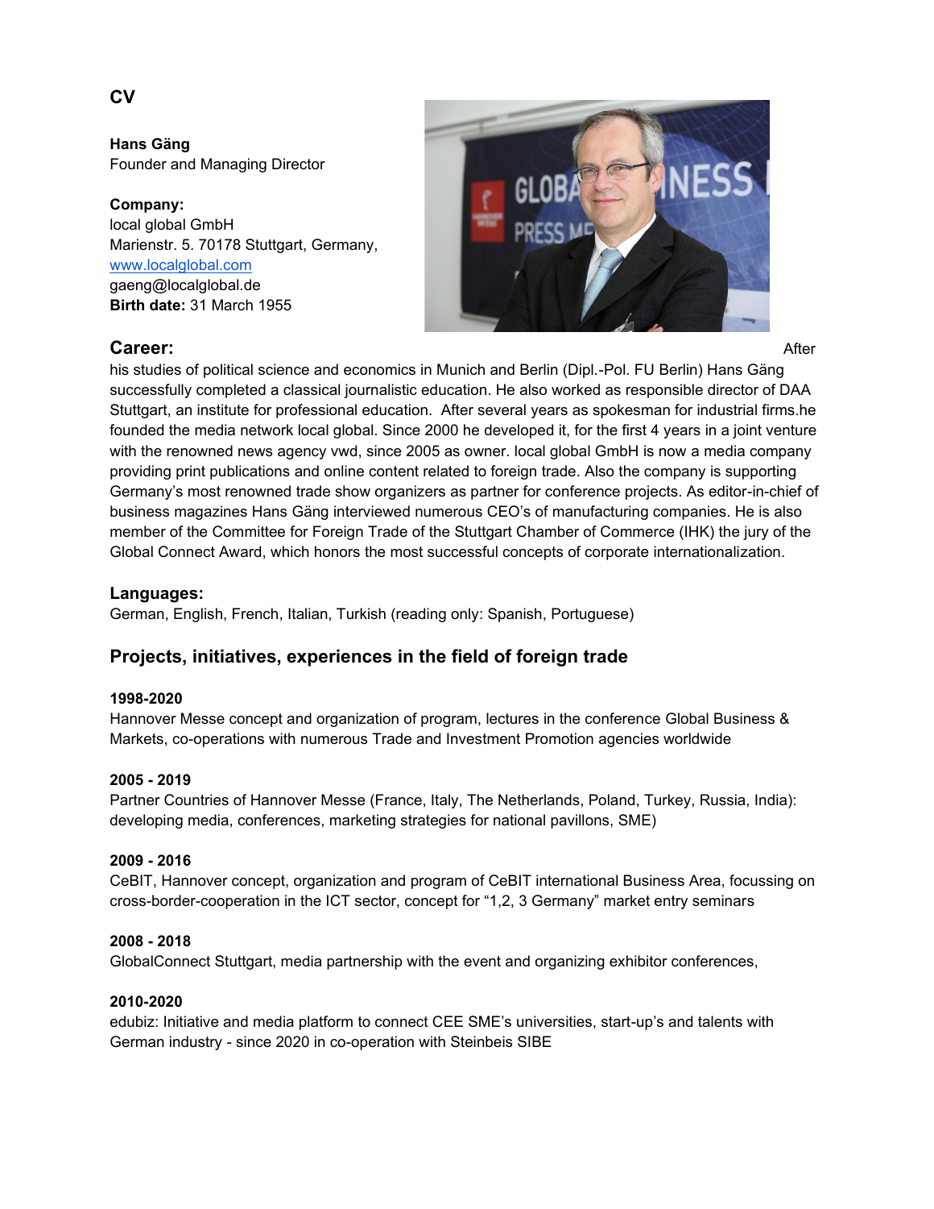# CV

**Hans Gäng**
Founder and Managing Director

**Company:**
local global GmbH
Marienstr. 5. 70178 Stuttgart, Germany,
[www.localglobal.com](http://www.localglobal.com)
gaeng@localglobal.de
**Birth date:** 31 March 1955

## Career:

After his studies of political science and economics in Munich and Berlin (Dipl.-Pol. FU Berlin) Hans Gäng successfully completed a classical journalistic education. He also worked as responsible director of DAA Stuttgart, an institute for professional education. After several years as spokesman for industrial firms.he founded the media network local global. Since 2000 he developed it, for the first 4 years in a joint venture with the renowned news agency vwd, since 2005 as owner. local global GmbH is now a media company providing print publications and online content related to foreign trade. Also the company is supporting Germany's most renowned trade show organizers as partner for conference projects. As editor-in-chief of business magazines Hans Gäng interviewed numerous CEO's of manufacturing companies. He is also member of the Committee for Foreign Trade of the Stuttgart Chamber of Commerce (IHK) the jury of the Global Connect Award, which honors the most successful concepts of corporate internationalization.

## Languages:

German, English, French, Italian, Turkish (reading only: Spanish, Portuguese)

## Projects, initiatives, experiences in the field of foreign trade

**1998-2020**
Hannover Messe concept and organization of program, lectures in the conference Global Business & Markets, co-operations with numerous Trade and Investment Promotion agencies worldwide

**2005 - 2019**
Partner Countries of Hannover Messe (France, Italy, The Netherlands, Poland, Turkey, Russia, India): developing media, conferences, marketing strategies for national pavillons, SME)

**2009 - 2016**
CeBIT, Hannover concept, organization and program of CeBIT international Business Area, focussing on cross-border-cooperation in the ICT sector, concept for "1,2, 3 Germany" market entry seminars

**2008 - 2018**
GlobalConnect Stuttgart, media partnership with the event and organizing exhibitor conferences,

**2010-2020**
edubiz: Initiative and media platform to connect CEE SME's universities, start-up's and talents with German industry - since 2020 in co-operation with Steinbeis SIBE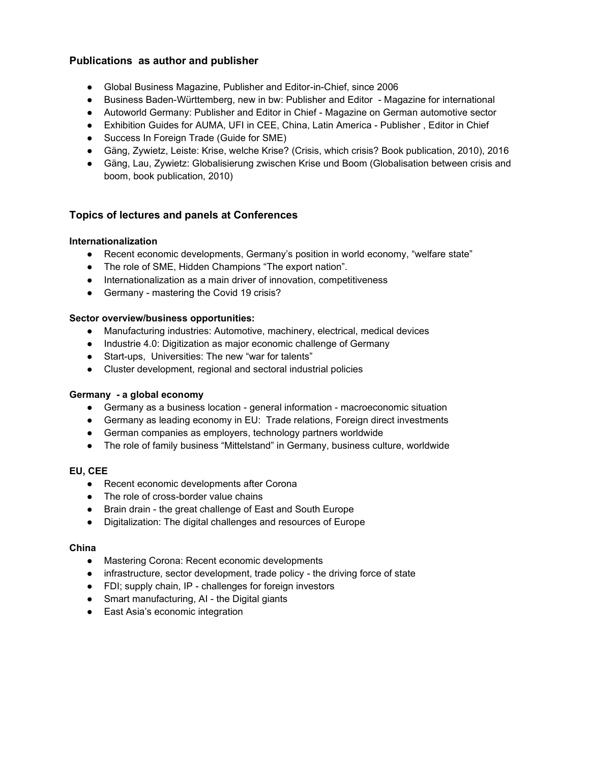## Publications as author and publisher

- Global Business Magazine, Publisher and Editor-in-Chief, since 2006
- Business Baden-Württemberg, new in bw: Publisher and Editor - Magazine for international
- Autoworld Germany: Publisher and Editor in Chief - Magazine on German automotive sector
- Exhibition Guides for AUMA, UFI in CEE, China, Latin America - Publisher , Editor in Chief
- Success In Foreign Trade (Guide for SME)
- Gäng, Zywietz, Leiste: Krise, welche Krise? (Crisis, which crisis? Book publication, 2010), 2016
- Gäng, Lau, Zywietz: Globalisierung zwischen Krise und Boom (Globalisation between crisis and boom, book publication, 2010)

## Topics of lectures and panels at Conferences

**Internationalization**

- Recent economic developments, Germany's position in world economy, "welfare state"
- The role of SME, Hidden Champions "The export nation".
- Internationalization as a main driver of innovation, competitiveness
- Germany - mastering the Covid 19 crisis?

**Sector overview/business opportunities:**

- Manufacturing industries: Automotive, machinery, electrical, medical devices
- Industrie 4.0: Digitization as major economic challenge of Germany
- Start-ups, Universities: The new "war for talents"
- Cluster development, regional and sectoral industrial policies

**Germany - a global economy**

- Germany as a business location - general information - macroeconomic situation
- Germany as leading economy in EU: Trade relations, Foreign direct investments
- German companies as employers, technology partners worldwide
- The role of family business "Mittelstand" in Germany, business culture, worldwide

**EU, CEE**

- Recent economic developments after Corona
- The role of cross-border value chains
- Brain drain - the great challenge of East and South Europe
- Digitalization: The digital challenges and resources of Europe

**China**

- Mastering Corona: Recent economic developments
- infrastructure, sector development, trade policy - the driving force of state
- FDI; supply chain, IP - challenges for foreign investors
- Smart manufacturing, AI - the Digital giants
- East Asia's economic integration